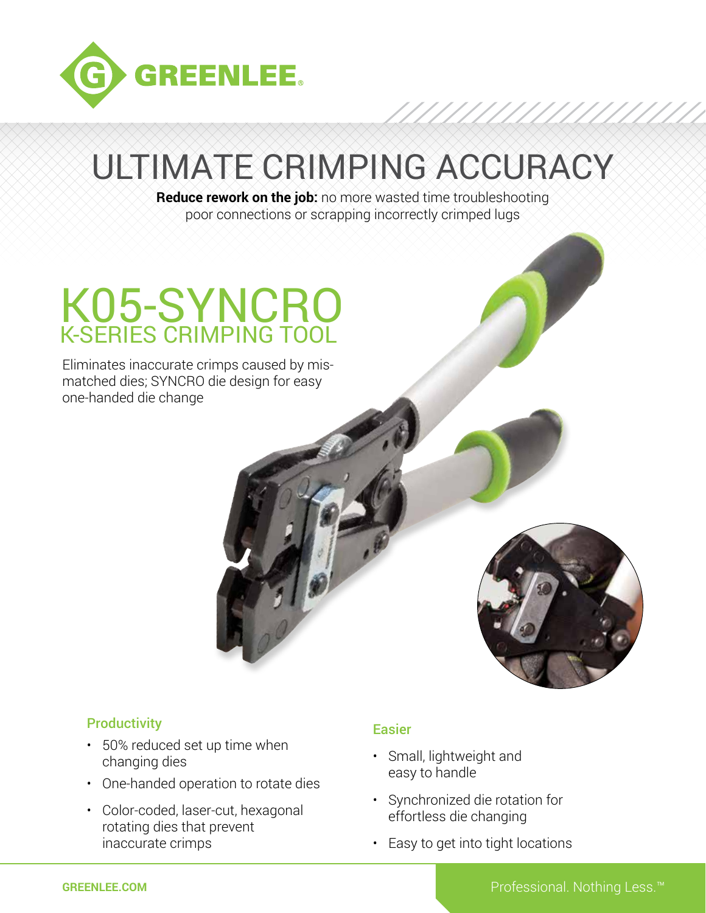# ULTIMATE CRIMPING ACCURACY

**Reduce rework on the job:** no more wasted time troubleshooting poor connections or scrapping incorrectly crimped lugs

## K05-SYNCRO
### K-SERIES CRIMPING TOOL

Eliminates inaccurate crimps caused by mis-matched dies; SYNCRO die design for easy one-handed die change

### Productivity

- 50% reduced set up time when changing dies
- One-handed operation to rotate dies
- Color-coded, laser-cut, hexagonal rotating dies that prevent inaccurate crimps

### Easier

- Small, lightweight and easy to handle
- Synchronized die rotation for effortless die changing
- Easy to get into tight locations

GREENLEE.COM

Professional. Nothing Less.™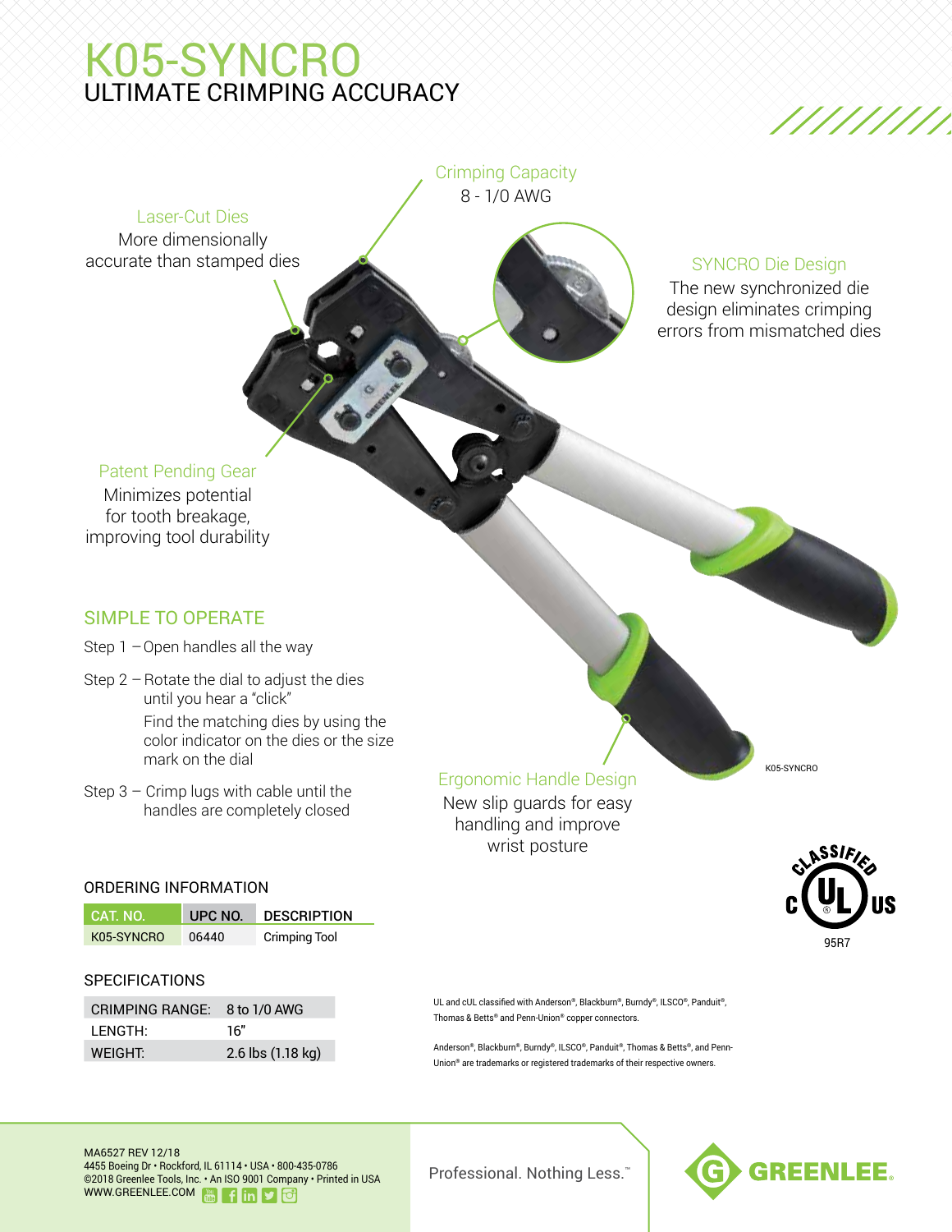# K05-SYNCRO

## ULTIMATE CRIMPING ACCURACY

Crimping Capacity
8 - 1/0 AWG

Laser-Cut Dies
More dimensionally accurate than stamped dies

SYNCRO Die Design
The new synchronized die design eliminates crimping errors from mismatched dies

Patent Pending Gear
Minimizes potential for tooth breakage, improving tool durability

Ergonomic Handle Design
New slip guards for easy handling and improve wrist posture

K05-SYNCRO

### SIMPLE TO OPERATE

Step 1 – Open handles all the way

Step 2 – Rotate the dial to adjust the dies until you hear a "click"
Find the matching dies by using the color indicator on the dies or the size mark on the dial

Step 3 – Crimp lugs with cable until the handles are completely closed

### ORDERING INFORMATION

| CAT. NO. | UPC NO. | DESCRIPTION |
|---|---|---|
| K05-SYNCRO | 06440 | Crimping Tool |

### SPECIFICATIONS

| | |
|---|---|
| CRIMPING RANGE: | 8 to 1/0 AWG |
| LENGTH: | 16" |
| WEIGHT: | 2.6 lbs (1.18 kg) |

CLASSIFIED C UL US
95R7

UL and cUL classified with Anderson®, Blackburn®, Burndy®, ILSCO®, Panduit®, Thomas & Betts® and Penn-Union® copper connectors.

Anderson®, Blackburn®, Burndy®, ILSCO®, Panduit®, Thomas & Betts®, and Penn-Union® are trademarks or registered trademarks of their respective owners.

MA6527 REV 12/18
4455 Boeing Dr • Rockford, IL 61114 • USA • 800-435-0786
©2018 Greenlee Tools, Inc. • An ISO 9001 Company • Printed in USA
WWW.GREENLEE.COM

Professional. Nothing Less.™

GREENLEE.